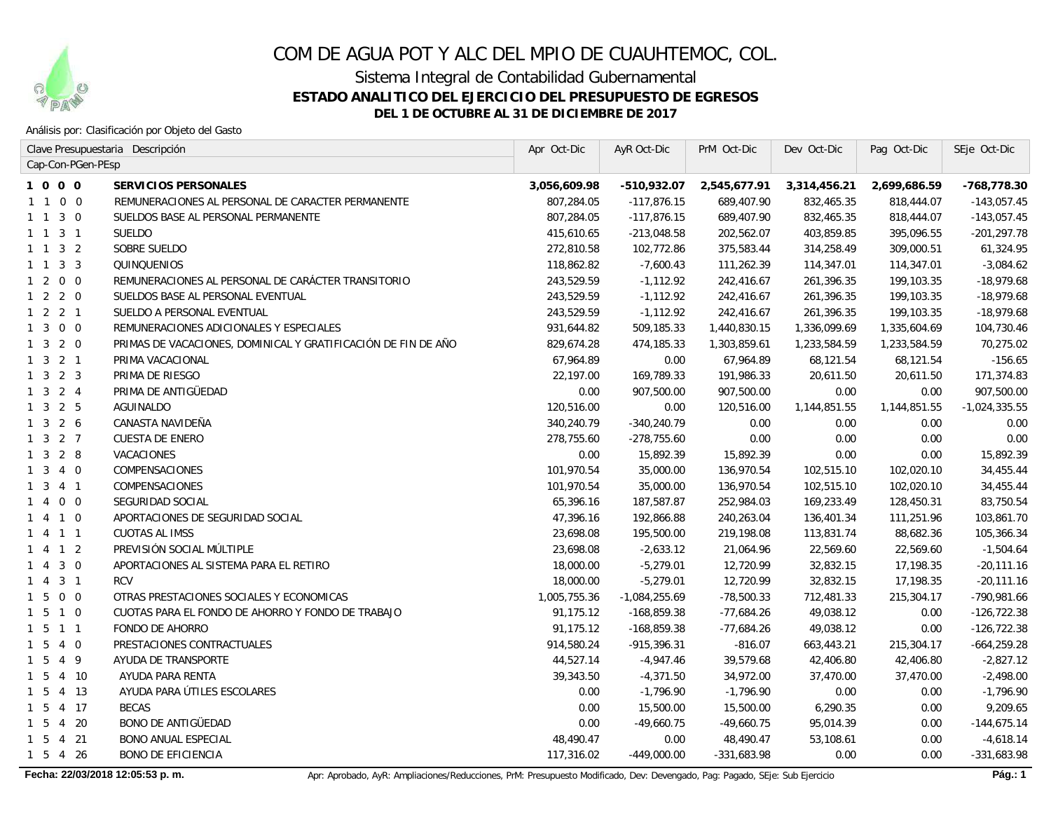# COM DE AGUA POT Y ALC DEL MPIO DE CUAUHTEMOC, COL.

## Sistema Integral de Contabilidad Gubernamental

### ESTADO ANALITICO DEL EJERCICIO DEL PRESUPUESTO DE EGRESOS

### DEL 1 DE OCTUBRE AL 31 DE DICIEMBRE DE 2017

Análisis por: Clasificación por Objeto del Gasto

| Clave Presupuestaria Cap-Con-PGen-PEsp | Descripción | Apr Oct-Dic | AyR Oct-Dic | PrM Oct-Dic | Dev Oct-Dic | Pag Oct-Dic | SEje Oct-Dic |
|---|---|---|---|---|---|---|---|
| **1 0 0 0** | **SERVICIOS PERSONALES** | **3,056,609.98** | **-510,932.07** | **2,545,677.91** | **3,314,456.21** | **2,699,686.59** | **-768,778.30** |
| 1 1 0 0 | REMUNERACIONES AL PERSONAL DE CARACTER PERMANENTE | 807,284.05 | -117,876.15 | 689,407.90 | 832,465.35 | 818,444.07 | -143,057.45 |
| 1 1 3 0 | SUELDOS BASE AL PERSONAL PERMANENTE | 807,284.05 | -117,876.15 | 689,407.90 | 832,465.35 | 818,444.07 | -143,057.45 |
| 1 1 3 1 | SUELDO | 415,610.65 | -213,048.58 | 202,562.07 | 403,859.85 | 395,096.55 | -201,297.78 |
| 1 1 3 2 | SOBRE SUELDO | 272,810.58 | 102,772.86 | 375,583.44 | 314,258.49 | 309,000.51 | 61,324.95 |
| 1 1 3 3 | QUINQUENIOS | 118,862.82 | -7,600.43 | 111,262.39 | 114,347.01 | 114,347.01 | -3,084.62 |
| 1 2 0 0 | REMUNERACIONES AL PERSONAL DE CARÁCTER TRANSITORIO | 243,529.59 | -1,112.92 | 242,416.67 | 261,396.35 | 199,103.35 | -18,979.68 |
| 1 2 2 0 | SUELDOS BASE AL PERSONAL EVENTUAL | 243,529.59 | -1,112.92 | 242,416.67 | 261,396.35 | 199,103.35 | -18,979.68 |
| 1 2 2 1 | SUELDO A PERSONAL EVENTUAL | 243,529.59 | -1,112.92 | 242,416.67 | 261,396.35 | 199,103.35 | -18,979.68 |
| 1 3 0 0 | REMUNERACIONES ADICIONALES Y ESPECIALES | 931,644.82 | 509,185.33 | 1,440,830.15 | 1,336,099.69 | 1,335,604.69 | 104,730.46 |
| 1 3 2 0 | PRIMAS DE VACACIONES, DOMINICAL Y GRATIFICACIÓN DE FIN DE AÑO | 829,674.28 | 474,185.33 | 1,303,859.61 | 1,233,584.59 | 1,233,584.59 | 70,275.02 |
| 1 3 2 1 | PRIMA VACACIONAL | 67,964.89 | 0.00 | 67,964.89 | 68,121.54 | 68,121.54 | -156.65 |
| 1 3 2 3 | PRIMA DE RIESGO | 22,197.00 | 169,789.33 | 191,986.33 | 20,611.50 | 20,611.50 | 171,374.83 |
| 1 3 2 4 | PRIMA DE ANTIGÜEDAD | 0.00 | 907,500.00 | 907,500.00 | 0.00 | 0.00 | 907,500.00 |
| 1 3 2 5 | AGUINALDO | 120,516.00 | 0.00 | 120,516.00 | 1,144,851.55 | 1,144,851.55 | -1,024,335.55 |
| 1 3 2 6 | CANASTA NAVIDEÑA | 340,240.79 | -340,240.79 | 0.00 | 0.00 | 0.00 | 0.00 |
| 1 3 2 7 | CUESTA DE ENERO | 278,755.60 | -278,755.60 | 0.00 | 0.00 | 0.00 | 0.00 |
| 1 3 2 8 | VACACIONES | 0.00 | 15,892.39 | 15,892.39 | 0.00 | 0.00 | 15,892.39 |
| 1 3 4 0 | COMPENSACIONES | 101,970.54 | 35,000.00 | 136,970.54 | 102,515.10 | 102,020.10 | 34,455.44 |
| 1 3 4 1 | COMPENSACIONES | 101,970.54 | 35,000.00 | 136,970.54 | 102,515.10 | 102,020.10 | 34,455.44 |
| 1 4 0 0 | SEGURIDAD SOCIAL | 65,396.16 | 187,587.87 | 252,984.03 | 169,233.49 | 128,450.31 | 83,750.54 |
| 1 4 1 0 | APORTACIONES DE SEGURIDAD SOCIAL | 47,396.16 | 192,866.88 | 240,263.04 | 136,401.34 | 111,251.96 | 103,861.70 |
| 1 4 1 1 | CUOTAS AL IMSS | 23,698.08 | 195,500.00 | 219,198.08 | 113,831.74 | 88,682.36 | 105,366.34 |
| 1 4 1 2 | PREVISIÓN SOCIAL MÚLTIPLE | 23,698.08 | -2,633.12 | 21,064.96 | 22,569.60 | 22,569.60 | -1,504.64 |
| 1 4 3 0 | APORTACIONES AL SISTEMA PARA EL RETIRO | 18,000.00 | -5,279.01 | 12,720.99 | 32,832.15 | 17,198.35 | -20,111.16 |
| 1 4 3 1 | RCV | 18,000.00 | -5,279.01 | 12,720.99 | 32,832.15 | 17,198.35 | -20,111.16 |
| 1 5 0 0 | OTRAS PRESTACIONES SOCIALES Y ECONOMICAS | 1,005,755.36 | -1,084,255.69 | -78,500.33 | 712,481.33 | 215,304.17 | -790,981.66 |
| 1 5 1 0 | CUOTAS PARA EL FONDO DE AHORRO Y FONDO DE TRABAJO | 91,175.12 | -168,859.38 | -77,684.26 | 49,038.12 | 0.00 | -126,722.38 |
| 1 5 1 1 | FONDO DE AHORRO | 91,175.12 | -168,859.38 | -77,684.26 | 49,038.12 | 0.00 | -126,722.38 |
| 1 5 4 0 | PRESTACIONES CONTRACTUALES | 914,580.24 | -915,396.31 | -816.07 | 663,443.21 | 215,304.17 | -664,259.28 |
| 1 5 4 9 | AYUDA DE TRANSPORTE | 44,527.14 | -4,947.46 | 39,579.68 | 42,406.80 | 42,406.80 | -2,827.12 |
| 1 5 4 10 | AYUDA PARA RENTA | 39,343.50 | -4,371.50 | 34,972.00 | 37,470.00 | 37,470.00 | -2,498.00 |
| 1 5 4 13 | AYUDA PARA ÚTILES ESCOLARES | 0.00 | -1,796.90 | -1,796.90 | 0.00 | 0.00 | -1,796.90 |
| 1 5 4 17 | BECAS | 0.00 | 15,500.00 | 15,500.00 | 6,290.35 | 0.00 | 9,209.65 |
| 1 5 4 20 | BONO DE ANTIGÜEDAD | 0.00 | -49,660.75 | -49,660.75 | 95,014.39 | 0.00 | -144,675.14 |
| 1 5 4 21 | BONO ANUAL ESPECIAL | 48,490.47 | 0.00 | 48,490.47 | 53,108.61 | 0.00 | -4,618.14 |
| 1 5 4 26 | BONO DE EFICIENCIA | 117,316.02 | -449,000.00 | -331,683.98 | 0.00 | 0.00 | -331,683.98 |

**Fecha: 22/03/2018 12:05:53 p. m.** Apr: Aprobado, AyR: Ampliaciones/Reducciones, PrM: Presupuesto Modificado, Dev: Devengado, Pag: Pagado, SEje: Sub Ejercicio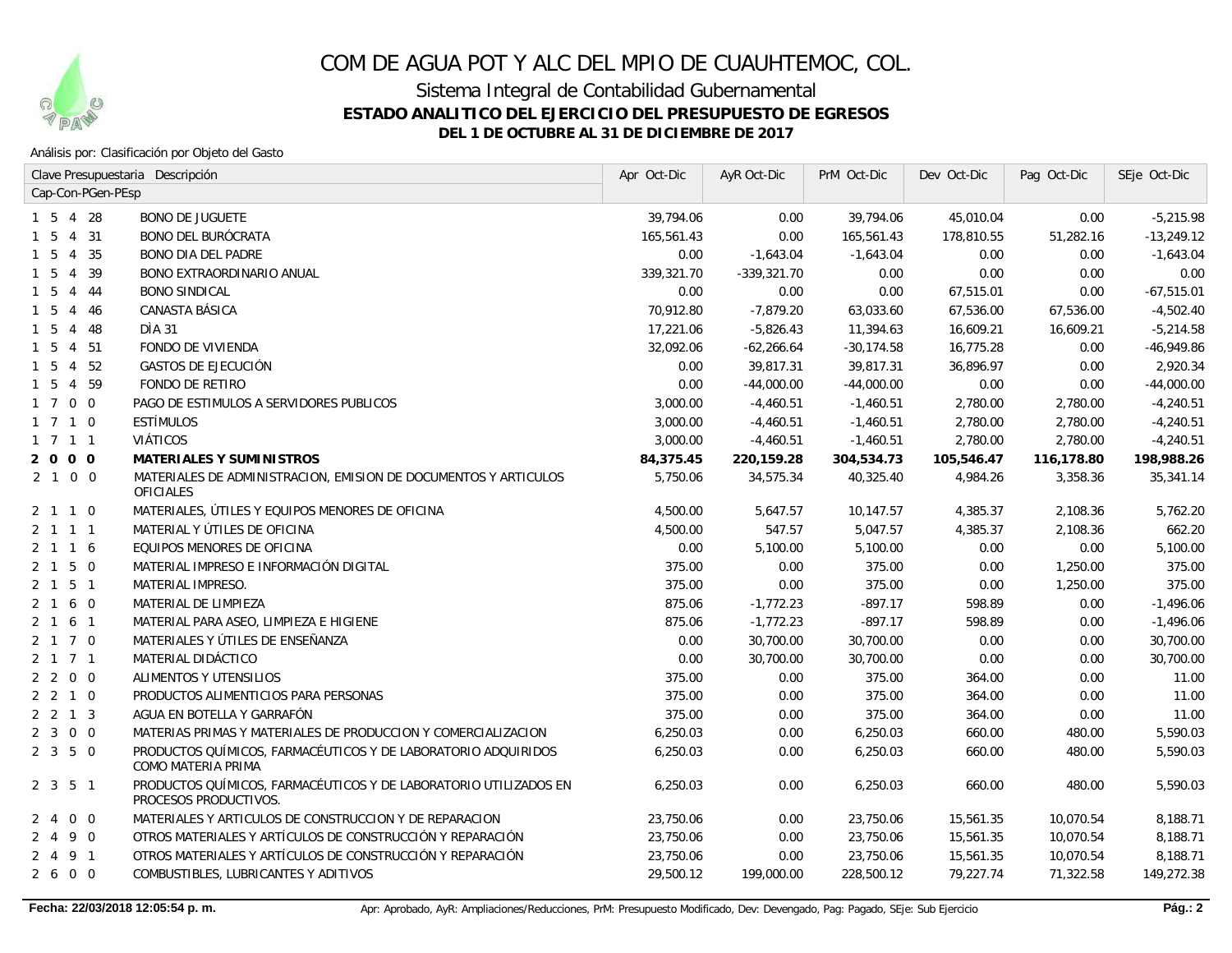# COM DE AGUA POT Y ALC DEL MPIO DE CUAUHTEMOC, COL.

## Sistema Integral de Contabilidad Gubernamental

### ESTADO ANALITICO DEL EJERCICIO DEL PRESUPUESTO DE EGRESOS

### DEL 1 DE OCTUBRE AL 31 DE DICIEMBRE DE 2017

Análisis por: Clasificación por Objeto del Gasto

| Clave Presupuestaria Cap-Con-PGen-PEsp | Descripción | Apr Oct-Dic | AyR Oct-Dic | PrM Oct-Dic | Dev Oct-Dic | Pag Oct-Dic | SEje Oct-Dic |
|---|---|---|---|---|---|---|---|
| 1 5 4 28 | BONO DE JUGUETE | 39,794.06 | 0.00 | 39,794.06 | 45,010.04 | 0.00 | -5,215.98 |
| 1 5 4 31 | BONO DEL BURÓCRATA | 165,561.43 | 0.00 | 165,561.43 | 178,810.55 | 51,282.16 | -13,249.12 |
| 1 5 4 35 | BONO DIA DEL PADRE | 0.00 | -1,643.04 | -1,643.04 | 0.00 | 0.00 | -1,643.04 |
| 1 5 4 39 | BONO EXTRAORDINARIO ANUAL | 339,321.70 | -339,321.70 | 0.00 | 0.00 | 0.00 | 0.00 |
| 1 5 4 44 | BONO SINDICAL | 0.00 | 0.00 | 0.00 | 67,515.01 | 0.00 | -67,515.01 |
| 1 5 4 46 | CANASTA BÁSICA | 70,912.80 | -7,879.20 | 63,033.60 | 67,536.00 | 67,536.00 | -4,502.40 |
| 1 5 4 48 | DÍA 31 | 17,221.06 | -5,826.43 | 11,394.63 | 16,609.21 | 16,609.21 | -5,214.58 |
| 1 5 4 51 | FONDO DE VIVIENDA | 32,092.06 | -62,266.64 | -30,174.58 | 16,775.28 | 0.00 | -46,949.86 |
| 1 5 4 52 | GASTOS DE EJECUCIÓN | 0.00 | 39,817.31 | 39,817.31 | 36,896.97 | 0.00 | 2,920.34 |
| 1 5 4 59 | FONDO DE RETIRO | 0.00 | -44,000.00 | -44,000.00 | 0.00 | 0.00 | -44,000.00 |
| 1 7 0 0 | PAGO DE ESTIMULOS A SERVIDORES PUBLICOS | 3,000.00 | -4,460.51 | -1,460.51 | 2,780.00 | 2,780.00 | -4,240.51 |
| 1 7 1 0 | ESTÍMULOS | 3,000.00 | -4,460.51 | -1,460.51 | 2,780.00 | 2,780.00 | -4,240.51 |
| 1 7 1 1 | VIÁTICOS | 3,000.00 | -4,460.51 | -1,460.51 | 2,780.00 | 2,780.00 | -4,240.51 |
| **2 0 0 0** | **MATERIALES Y SUMINISTROS** | **84,375.45** | **220,159.28** | **304,534.73** | **105,546.47** | **116,178.80** | **198,988.26** |
| 2 1 0 0 | MATERIALES DE ADMINISTRACION, EMISION DE DOCUMENTOS Y ARTICULOS OFICIALES | 5,750.06 | 34,575.34 | 40,325.40 | 4,984.26 | 3,358.36 | 35,341.14 |
| 2 1 1 0 | MATERIALES, ÚTILES Y EQUIPOS MENORES DE OFICINA | 4,500.00 | 5,647.57 | 10,147.57 | 4,385.37 | 2,108.36 | 5,762.20 |
| 2 1 1 1 | MATERIAL Y ÚTILES DE OFICINA | 4,500.00 | 547.57 | 5,047.57 | 4,385.37 | 2,108.36 | 662.20 |
| 2 1 1 6 | EQUIPOS MENORES DE OFICINA | 0.00 | 5,100.00 | 5,100.00 | 0.00 | 0.00 | 5,100.00 |
| 2 1 5 0 | MATERIAL IMPRESO E INFORMACIÓN DIGITAL | 375.00 | 0.00 | 375.00 | 0.00 | 1,250.00 | 375.00 |
| 2 1 5 1 | MATERIAL IMPRESO. | 375.00 | 0.00 | 375.00 | 0.00 | 1,250.00 | 375.00 |
| 2 1 6 0 | MATERIAL DE LIMPIEZA | 875.06 | -1,772.23 | -897.17 | 598.89 | 0.00 | -1,496.06 |
| 2 1 6 1 | MATERIAL PARA ASEO, LIMPIEZA E HIGIENE | 875.06 | -1,772.23 | -897.17 | 598.89 | 0.00 | -1,496.06 |
| 2 1 7 0 | MATERIALES Y ÚTILES DE ENSEÑANZA | 0.00 | 30,700.00 | 30,700.00 | 0.00 | 0.00 | 30,700.00 |
| 2 1 7 1 | MATERIAL DIDÁCTICO | 0.00 | 30,700.00 | 30,700.00 | 0.00 | 0.00 | 30,700.00 |
| 2 2 0 0 | ALIMENTOS Y UTENSILIOS | 375.00 | 0.00 | 375.00 | 364.00 | 0.00 | 11.00 |
| 2 2 1 0 | PRODUCTOS ALIMENTICIOS PARA PERSONAS | 375.00 | 0.00 | 375.00 | 364.00 | 0.00 | 11.00 |
| 2 2 1 3 | AGUA EN BOTELLA Y GARRAFÓN | 375.00 | 0.00 | 375.00 | 364.00 | 0.00 | 11.00 |
| 2 3 0 0 | MATERIAS PRIMAS Y MATERIALES DE PRODUCCION Y COMERCIALIZACION | 6,250.03 | 0.00 | 6,250.03 | 660.00 | 480.00 | 5,590.03 |
| 2 3 5 0 | PRODUCTOS QUÍMICOS, FARMACÉUTICOS Y DE LABORATORIO ADQUIRIDOS COMO MATERIA PRIMA | 6,250.03 | 0.00 | 6,250.03 | 660.00 | 480.00 | 5,590.03 |
| 2 3 5 1 | PRODUCTOS QUÍMICOS, FARMACÉUTICOS Y DE LABORATORIO UTILIZADOS EN PROCESOS PRODUCTIVOS. | 6,250.03 | 0.00 | 6,250.03 | 660.00 | 480.00 | 5,590.03 |
| 2 4 0 0 | MATERIALES Y ARTICULOS DE CONSTRUCCION Y DE REPARACION | 23,750.06 | 0.00 | 23,750.06 | 15,561.35 | 10,070.54 | 8,188.71 |
| 2 4 9 0 | OTROS MATERIALES Y ARTÍCULOS DE CONSTRUCCIÓN Y REPARACIÓN | 23,750.06 | 0.00 | 23,750.06 | 15,561.35 | 10,070.54 | 8,188.71 |
| 2 4 9 1 | OTROS MATERIALES Y ARTÍCULOS DE CONSTRUCCIÓN Y REPARACIÓN | 23,750.06 | 0.00 | 23,750.06 | 15,561.35 | 10,070.54 | 8,188.71 |
| 2 6 0 0 | COMBUSTIBLES, LUBRICANTES Y ADITIVOS | 29,500.12 | 199,000.00 | 228,500.12 | 79,227.74 | 71,322.58 | 149,272.38 |

Fecha: 22/03/2018 12:05:54 p. m.

Apr: Aprobado, AyR: Ampliaciones/Reducciones, PrM: Presupuesto Modificado, Dev: Devengado, Pag: Pagado, SEje: Sub Ejercicio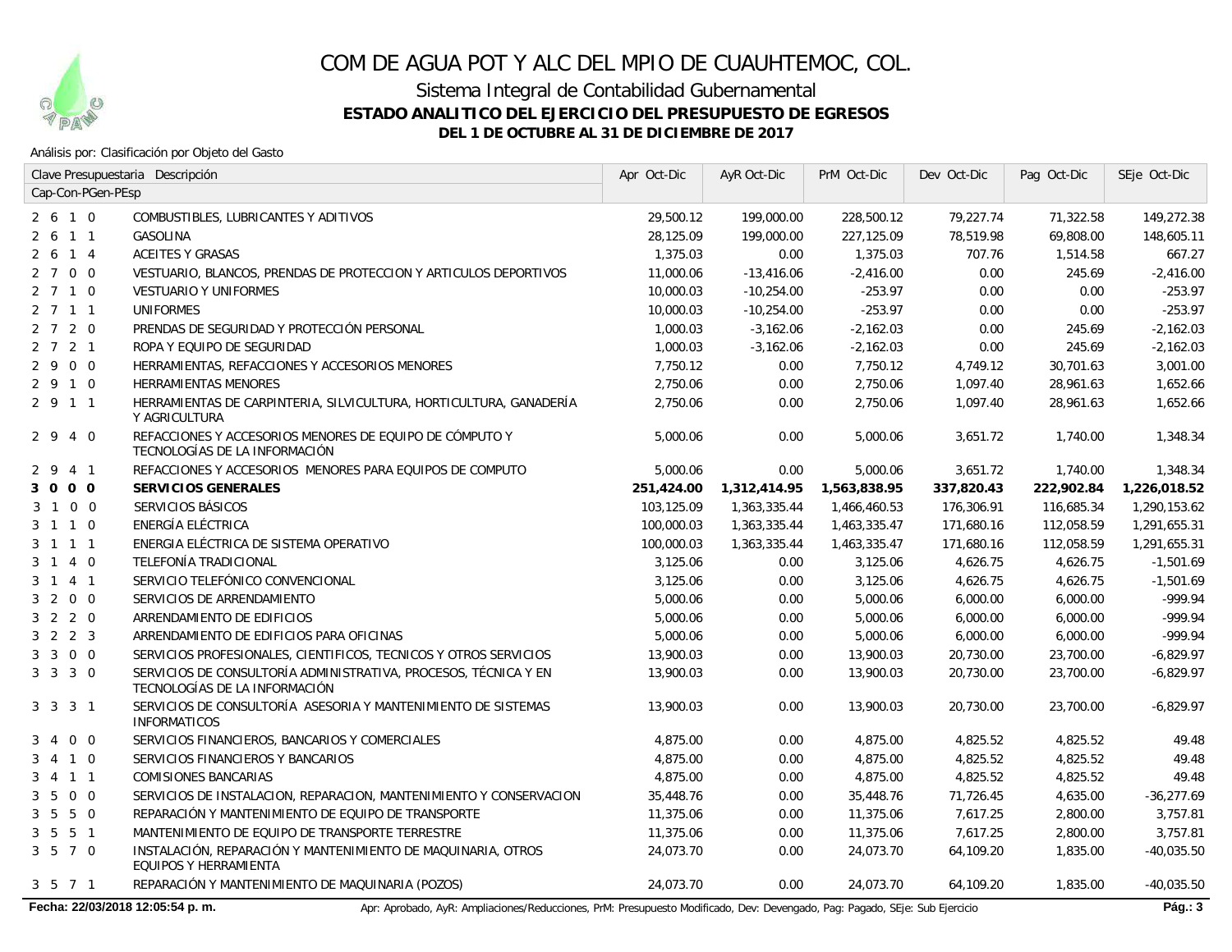# COM DE AGUA POT Y ALC DEL MPIO DE CUAUHTEMOC, COL.

## Sistema Integral de Contabilidad Gubernamental

### ESTADO ANALITICO DEL EJERCICIO DEL PRESUPUESTO DE EGRESOS

### DEL 1 DE OCTUBRE AL 31 DE DICIEMBRE DE 2017

Análisis por: Clasificación por Objeto del Gasto

| Clave Presupuestaria Cap-Con-PGen-PEsp | Descripción | Apr Oct-Dic | AyR Oct-Dic | PrM Oct-Dic | Dev Oct-Dic | Pag Oct-Dic | SEje Oct-Dic |
|---|---|---|---|---|---|---|---|
| 2 6 1 0 | COMBUSTIBLES, LUBRICANTES Y ADITIVOS | 29,500.12 | 199,000.00 | 228,500.12 | 79,227.74 | 71,322.58 | 149,272.38 |
| 2 6 1 1 | GASOLINA | 28,125.09 | 199,000.00 | 227,125.09 | 78,519.98 | 69,808.00 | 148,605.11 |
| 2 6 1 4 | ACEITES Y GRASAS | 1,375.03 | 0.00 | 1,375.03 | 707.76 | 1,514.58 | 667.27 |
| 2 7 0 0 | VESTUARIO, BLANCOS, PRENDAS DE PROTECCION Y ARTICULOS DEPORTIVOS | 11,000.06 | -13,416.06 | -2,416.00 | 0.00 | 245.69 | -2,416.00 |
| 2 7 1 0 | VESTUARIO Y UNIFORMES | 10,000.03 | -10,254.00 | -253.97 | 0.00 | 0.00 | -253.97 |
| 2 7 1 1 | UNIFORMES | 10,000.03 | -10,254.00 | -253.97 | 0.00 | 0.00 | -253.97 |
| 2 7 2 0 | PRENDAS DE SEGURIDAD Y PROTECCIÓN PERSONAL | 1,000.03 | -3,162.06 | -2,162.03 | 0.00 | 245.69 | -2,162.03 |
| 2 7 2 1 | ROPA Y EQUIPO DE SEGURIDAD | 1,000.03 | -3,162.06 | -2,162.03 | 0.00 | 245.69 | -2,162.03 |
| 2 9 0 0 | HERRAMIENTAS, REFACCIONES Y ACCESORIOS MENORES | 7,750.12 | 0.00 | 7,750.12 | 4,749.12 | 30,701.63 | 3,001.00 |
| 2 9 1 0 | HERRAMIENTAS MENORES | 2,750.06 | 0.00 | 2,750.06 | 1,097.40 | 28,961.63 | 1,652.66 |
| 2 9 1 1 | HERRAMIENTAS DE CARPINTERIA, SILVICULTURA, HORTICULTURA, GANADERÍA Y AGRICULTURA | 2,750.06 | 0.00 | 2,750.06 | 1,097.40 | 28,961.63 | 1,652.66 |
| 2 9 4 0 | REFACCIONES Y ACCESORIOS MENORES DE EQUIPO DE CÓMPUTO Y TECNOLOGÍAS DE LA INFORMACIÓN | 5,000.06 | 0.00 | 5,000.06 | 3,651.72 | 1,740.00 | 1,348.34 |
| 2 9 4 1 | REFACCIONES Y ACCESORIOS MENORES PARA EQUIPOS DE COMPUTO | 5,000.06 | 0.00 | 5,000.06 | 3,651.72 | 1,740.00 | 1,348.34 |
| **3 0 0 0** | **SERVICIOS GENERALES** | **251,424.00** | **1,312,414.95** | **1,563,838.95** | **337,820.43** | **222,902.84** | **1,226,018.52** |
| 3 1 0 0 | SERVICIOS BÁSICOS | 103,125.09 | 1,363,335.44 | 1,466,460.53 | 176,306.91 | 116,685.34 | 1,290,153.62 |
| 3 1 1 0 | ENERGÍA ELÉCTRICA | 100,000.03 | 1,363,335.44 | 1,463,335.47 | 171,680.16 | 112,058.59 | 1,291,655.31 |
| 3 1 1 1 | ENERGIA ELÉCTRICA DE SISTEMA OPERATIVO | 100,000.03 | 1,363,335.44 | 1,463,335.47 | 171,680.16 | 112,058.59 | 1,291,655.31 |
| 3 1 4 0 | TELEFONÍA TRADICIONAL | 3,125.06 | 0.00 | 3,125.06 | 4,626.75 | 4,626.75 | -1,501.69 |
| 3 1 4 1 | SERVICIO TELEFÓNICO CONVENCIONAL | 3,125.06 | 0.00 | 3,125.06 | 4,626.75 | 4,626.75 | -1,501.69 |
| 3 2 0 0 | SERVICIOS DE ARRENDAMIENTO | 5,000.06 | 0.00 | 5,000.06 | 6,000.00 | 6,000.00 | -999.94 |
| 3 2 2 0 | ARRENDAMIENTO DE EDIFICIOS | 5,000.06 | 0.00 | 5,000.06 | 6,000.00 | 6,000.00 | -999.94 |
| 3 2 2 3 | ARRENDAMIENTO DE EDIFICIOS PARA OFICINAS | 5,000.06 | 0.00 | 5,000.06 | 6,000.00 | 6,000.00 | -999.94 |
| 3 3 0 0 | SERVICIOS PROFESIONALES, CIENTIFICOS, TECNICOS Y OTROS SERVICIOS | 13,900.03 | 0.00 | 13,900.03 | 20,730.00 | 23,700.00 | -6,829.97 |
| 3 3 3 0 | SERVICIOS DE CONSULTORÍA ADMINISTRATIVA, PROCESOS, TÉCNICA Y EN TECNOLOGÍAS DE LA INFORMACIÓN | 13,900.03 | 0.00 | 13,900.03 | 20,730.00 | 23,700.00 | -6,829.97 |
| 3 3 3 1 | SERVICIOS DE CONSULTORÍA ASESORIA Y MANTENIMIENTO DE SISTEMAS INFORMATICOS | 13,900.03 | 0.00 | 13,900.03 | 20,730.00 | 23,700.00 | -6,829.97 |
| 3 4 0 0 | SERVICIOS FINANCIEROS, BANCARIOS Y COMERCIALES | 4,875.00 | 0.00 | 4,875.00 | 4,825.52 | 4,825.52 | 49.48 |
| 3 4 1 0 | SERVICIOS FINANCIEROS Y BANCARIOS | 4,875.00 | 0.00 | 4,875.00 | 4,825.52 | 4,825.52 | 49.48 |
| 3 4 1 1 | COMISIONES BANCARIAS | 4,875.00 | 0.00 | 4,875.00 | 4,825.52 | 4,825.52 | 49.48 |
| 3 5 0 0 | SERVICIOS DE INSTALACION, REPARACION, MANTENIMIENTO Y CONSERVACION | 35,448.76 | 0.00 | 35,448.76 | 71,726.45 | 4,635.00 | -36,277.69 |
| 3 5 5 0 | REPARACIÓN Y MANTENIMIENTO DE EQUIPO DE TRANSPORTE | 11,375.06 | 0.00 | 11,375.06 | 7,617.25 | 2,800.00 | 3,757.81 |
| 3 5 5 1 | MANTENIMIENTO DE EQUIPO DE TRANSPORTE TERRESTRE | 11,375.06 | 0.00 | 11,375.06 | 7,617.25 | 2,800.00 | 3,757.81 |
| 3 5 7 0 | INSTALACIÓN, REPARACIÓN Y MANTENIMIENTO DE MAQUINARIA, OTROS EQUIPOS Y HERRAMIENTA | 24,073.70 | 0.00 | 24,073.70 | 64,109.20 | 1,835.00 | -40,035.50 |
| 3 5 7 1 | REPARACIÓN Y MANTENIMIENTO DE MAQUINARIA (POZOS) | 24,073.70 | 0.00 | 24,073.70 | 64,109.20 | 1,835.00 | -40,035.50 |

Fecha: 22/03/2018 12:05:54 p. m.

Apr: Aprobado, AyR: Ampliaciones/Reducciones, PrM: Presupuesto Modificado, Dev: Devengado, Pag: Pagado, SEje: Sub Ejercicio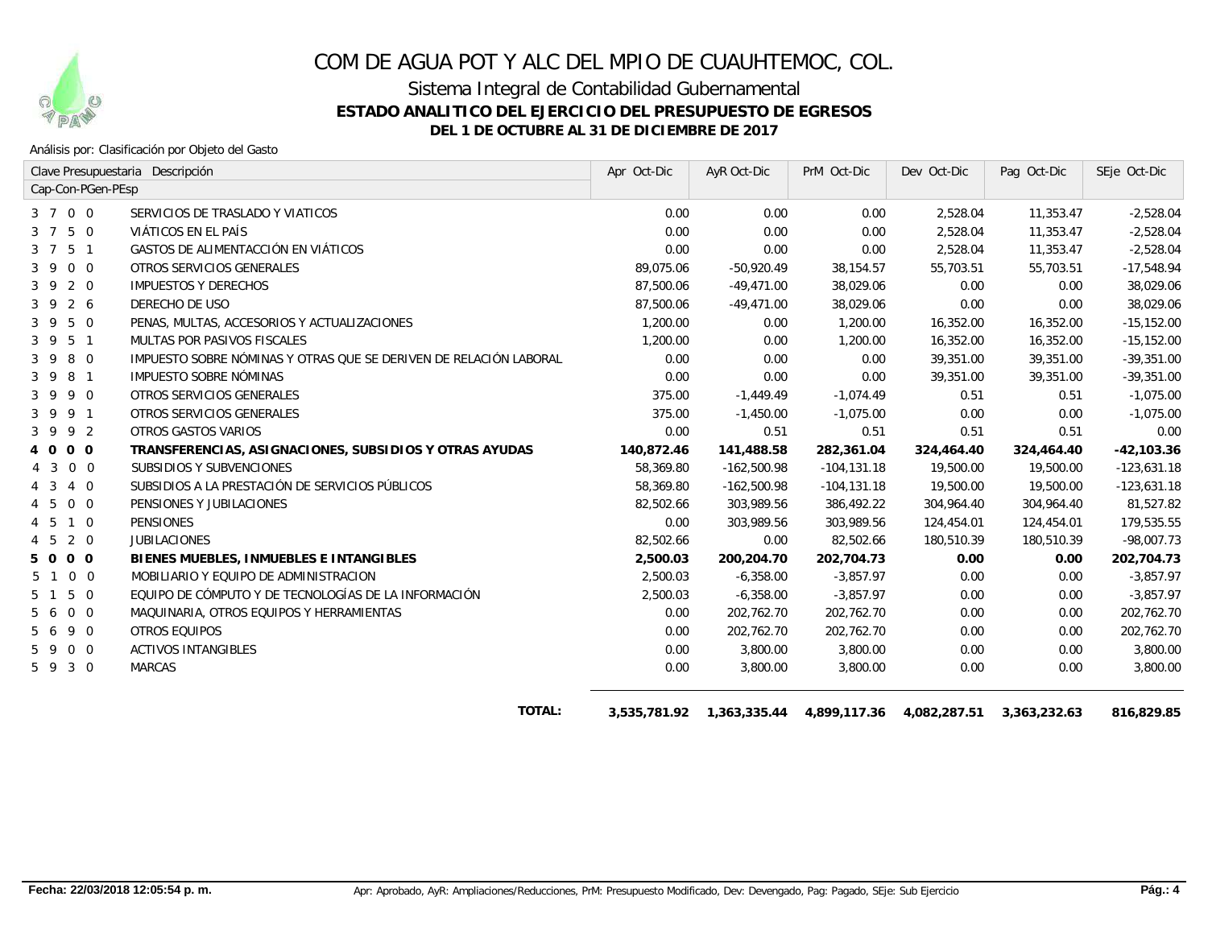# COM DE AGUA POT Y ALC DEL MPIO DE CUAUHTEMOC, COL.

## Sistema Integral de Contabilidad Gubernamental

### ESTADO ANALITICO DEL EJERCICIO DEL PRESUPUESTO DE EGRESOS

### DEL 1 DE OCTUBRE AL 31 DE DICIEMBRE DE 2017

Análisis por: Clasificación por Objeto del Gasto

| Clave Presupuestaria Cap-Con-PGen-PEsp | Descripción | Apr Oct-Dic | AyR Oct-Dic | PrM Oct-Dic | Dev Oct-Dic | Pag Oct-Dic | SEje Oct-Dic |
|---|---|---|---|---|---|---|---|
| 3 7 0 0 | SERVICIOS DE TRASLADO Y VIATICOS | 0.00 | 0.00 | 0.00 | 2,528.04 | 11,353.47 | -2,528.04 |
| 3 7 5 0 | VIÁTICOS EN EL PAÍS | 0.00 | 0.00 | 0.00 | 2,528.04 | 11,353.47 | -2,528.04 |
| 3 7 5 1 | GASTOS DE ALIMENTACCIÓN EN VIÁTICOS | 0.00 | 0.00 | 0.00 | 2,528.04 | 11,353.47 | -2,528.04 |
| 3 9 0 0 | OTROS SERVICIOS GENERALES | 89,075.06 | -50,920.49 | 38,154.57 | 55,703.51 | 55,703.51 | -17,548.94 |
| 3 9 2 0 | IMPUESTOS Y DERECHOS | 87,500.06 | -49,471.00 | 38,029.06 | 0.00 | 0.00 | 38,029.06 |
| 3 9 2 6 | DERECHO DE USO | 87,500.06 | -49,471.00 | 38,029.06 | 0.00 | 0.00 | 38,029.06 |
| 3 9 5 0 | PENAS, MULTAS, ACCESORIOS Y ACTUALIZACIONES | 1,200.00 | 0.00 | 1,200.00 | 16,352.00 | 16,352.00 | -15,152.00 |
| 3 9 5 1 | MULTAS POR PASIVOS FISCALES | 1,200.00 | 0.00 | 1,200.00 | 16,352.00 | 16,352.00 | -15,152.00 |
| 3 9 8 0 | IMPUESTO SOBRE NÓMINAS Y OTRAS QUE SE DERIVEN DE RELACIÓN LABORAL | 0.00 | 0.00 | 0.00 | 39,351.00 | 39,351.00 | -39,351.00 |
| 3 9 8 1 | IMPUESTO SOBRE NÓMINAS | 0.00 | 0.00 | 0.00 | 39,351.00 | 39,351.00 | -39,351.00 |
| 3 9 9 0 | OTROS SERVICIOS GENERALES | 375.00 | -1,449.49 | -1,074.49 | 0.51 | 0.51 | -1,075.00 |
| 3 9 9 1 | OTROS SERVICIOS GENERALES | 375.00 | -1,450.00 | -1,075.00 | 0.00 | 0.00 | -1,075.00 |
| 3 9 9 2 | OTROS GASTOS VARIOS | 0.00 | 0.51 | 0.51 | 0.51 | 0.51 | 0.00 |
| **4 0 0 0** | **TRANSFERENCIAS, ASIGNACIONES, SUBSIDIOS Y OTRAS AYUDAS** | **140,872.46** | **141,488.58** | **282,361.04** | **324,464.40** | **324,464.40** | **-42,103.36** |
| 4 3 0 0 | SUBSIDIOS Y SUBVENCIONES | 58,369.80 | -162,500.98 | -104,131.18 | 19,500.00 | 19,500.00 | -123,631.18 |
| 4 3 4 0 | SUBSIDIOS A LA PRESTACIÓN DE SERVICIOS PÚBLICOS | 58,369.80 | -162,500.98 | -104,131.18 | 19,500.00 | 19,500.00 | -123,631.18 |
| 4 5 0 0 | PENSIONES Y JUBILACIONES | 82,502.66 | 303,989.56 | 386,492.22 | 304,964.40 | 304,964.40 | 81,527.82 |
| 4 5 1 0 | PENSIONES | 0.00 | 303,989.56 | 303,989.56 | 124,454.01 | 124,454.01 | 179,535.55 |
| 4 5 2 0 | JUBILACIONES | 82,502.66 | 0.00 | 82,502.66 | 180,510.39 | 180,510.39 | -98,007.73 |
| **5 0 0 0** | **BIENES MUEBLES, INMUEBLES E INTANGIBLES** | **2,500.03** | **200,204.70** | **202,704.73** | **0.00** | **0.00** | **202,704.73** |
| 5 1 0 0 | MOBILIARIO Y EQUIPO DE ADMINISTRACION | 2,500.03 | -6,358.00 | -3,857.97 | 0.00 | 0.00 | -3,857.97 |
| 5 1 5 0 | EQUIPO DE CÓMPUTO Y DE TECNOLOGÍAS DE LA INFORMACIÓN | 2,500.03 | -6,358.00 | -3,857.97 | 0.00 | 0.00 | -3,857.97 |
| 5 6 0 0 | MAQUINARIA, OTROS EQUIPOS Y HERRAMIENTAS | 0.00 | 202,762.70 | 202,762.70 | 0.00 | 0.00 | 202,762.70 |
| 5 6 9 0 | OTROS EQUIPOS | 0.00 | 202,762.70 | 202,762.70 | 0.00 | 0.00 | 202,762.70 |
| 5 9 0 0 | ACTIVOS INTANGIBLES | 0.00 | 3,800.00 | 3,800.00 | 0.00 | 0.00 | 3,800.00 |
| 5 9 3 0 | MARCAS | 0.00 | 3,800.00 | 3,800.00 | 0.00 | 0.00 | 3,800.00 |
| | **TOTAL:** | **3,535,781.92** | **1,363,335.44** | **4,899,117.36** | **4,082,287.51** | **3,363,232.63** | **816,829.85** |

Fecha: 22/03/2018 12:05:54 p. m.

Apr: Aprobado, AyR: Ampliaciones/Reducciones, PrM: Presupuesto Modificado, Dev: Devengado, Pag: Pagado, SEje: Sub Ejercicio